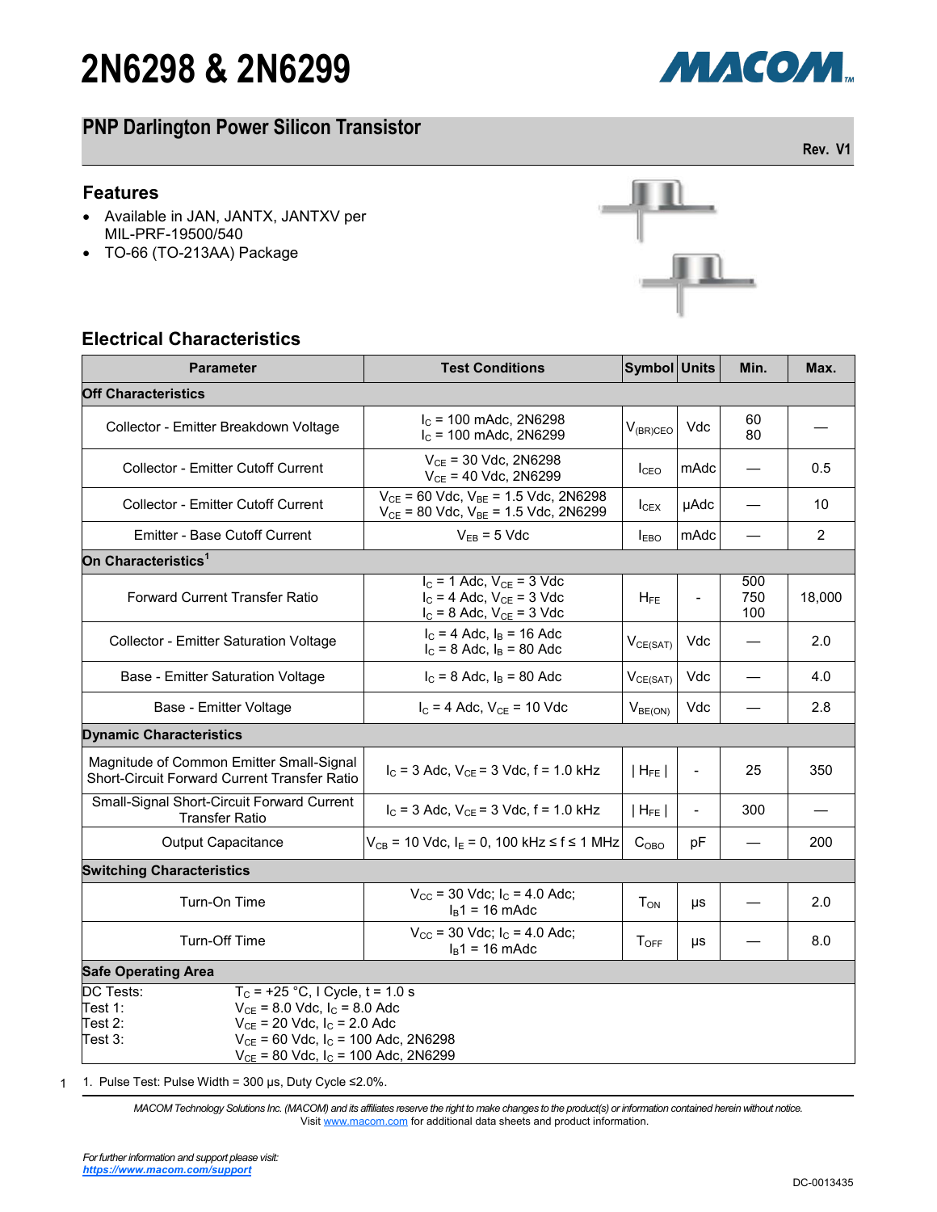# 2N6298 & 2N6299

## PNP Darlington Power Silicon Transistor

Rev. V1

### Features

- Available in JAN, JANTX, JANTXV per MIL-PRF-19500/540
- TO-66 (TO-213AA) Package

### Electrical Characteristics

| Parameter | Test Conditions | Symbol | Units | Min. | Max. |
|---|---|---|---|---|---|
| **Off Characteristics** | | | | | |
| Collector - Emitter Breakdown Voltage | $I_C$ = 100 mAdc, 2N6298<br>$I_C$ = 100 mAdc, 2N6299 | $V_{(BR)CEO}$ | Vdc | 60<br>80 | — |
| Collector - Emitter Cutoff Current | $V_{CE}$ = 30 Vdc, 2N6298<br>$V_{CE}$ = 40 Vdc, 2N6299 | $I_{CEO}$ | mAdc | — | 0.5 |
| Collector - Emitter Cutoff Current | $V_{CE}$ = 60 Vdc, $V_{BE}$ = 1.5 Vdc, 2N6298<br>$V_{CE}$ = 80 Vdc, $V_{BE}$ = 1.5 Vdc, 2N6299 | $I_{CEX}$ | µAdc | — | 10 |
| Emitter - Base Cutoff Current | $V_{EB}$ = 5 Vdc | $I_{EBO}$ | mAdc | — | 2 |
| **On Characteristics**[1] | | | | | |
| Forward Current Transfer Ratio | $I_C$ = 1 Adc, $V_{CE}$ = 3 Vdc<br>$I_C$ = 4 Adc, $V_{CE}$ = 3 Vdc<br>$I_C$ = 8 Adc, $V_{CE}$ = 3 Vdc | $H_{FE}$ | - | 500<br>750<br>100 | 18,000 |
| Collector - Emitter Saturation Voltage | $I_C$ = 4 Adc, $I_B$ = 16 Adc<br>$I_C$ = 8 Adc, $I_B$ = 80 Adc | $V_{CE(SAT)}$ | Vdc | — | 2.0 |
| Base - Emitter Saturation Voltage | $I_C$ = 8 Adc, $I_B$ = 80 Adc | $V_{CE(SAT)}$ | Vdc | — | 4.0 |
| Base - Emitter Voltage | $I_C$ = 4 Adc, $V_{CE}$ = 10 Vdc | $V_{BE(ON)}$ | Vdc | — | 2.8 |
| **Dynamic Characteristics** | | | | | |
| Magnitude of Common Emitter Small-Signal Short-Circuit Forward Current Transfer Ratio | $I_C$ = 3 Adc, $V_{CE}$ = 3 Vdc, f = 1.0 kHz | $\|H_{FE}\|$ | - | 25 | 350 |
| Small-Signal Short-Circuit Forward Current Transfer Ratio | $I_C$ = 3 Adc, $V_{CE}$ = 3 Vdc, f = 1.0 kHz | $\|H_{FE}\|$ | - | 300 | — |
| Output Capacitance | $V_{CB}$ = 10 Vdc, $I_E$ = 0, 100 kHz ≤ f ≤ 1 MHz | $C_{OBO}$ | pF | — | 200 |
| **Switching Characteristics** | | | | | |
| Turn-On Time | $V_{CC}$ = 30 Vdc; $I_C$ = 4.0 Adc;<br>$I_B1$ = 16 mAdc | $T_{ON}$ | µs | — | 2.0 |
| Turn-Off Time | $V_{CC}$ = 30 Vdc; $I_C$ = 4.0 Adc;<br>$I_B1$ = 16 mAdc | $T_{OFF}$ | µs | — | 8.0 |
| **Safe Operating Area** | | | | | |
| DC Tests:<br>Test 1:<br>Test 2:<br>Test 3: | $T_C$ = +25 °C, I Cycle, t = 1.0 s<br>$V_{CE}$ = 8.0 Vdc, $I_C$ = 8.0 Adc<br>$V_{CE}$ = 20 Vdc, $I_C$ = 2.0 Adc<br>$V_{CE}$ = 60 Vdc, $I_C$ = 100 Adc, 2N6298<br>$V_{CE}$ = 80 Vdc, $I_C$ = 100 Adc, 2N6299 | | | | |

1. Pulse Test: Pulse Width = 300 µs, Duty Cycle ≤2.0%.

*MACOM Technology Solutions Inc. (MACOM) and its affiliates reserve the right to make changes to the product(s) or information contained herein without notice.*
Visit www.macom.com for additional data sheets and product information.

*For further information and support please visit:*
***https://www.macom.com/support***

DC-0013435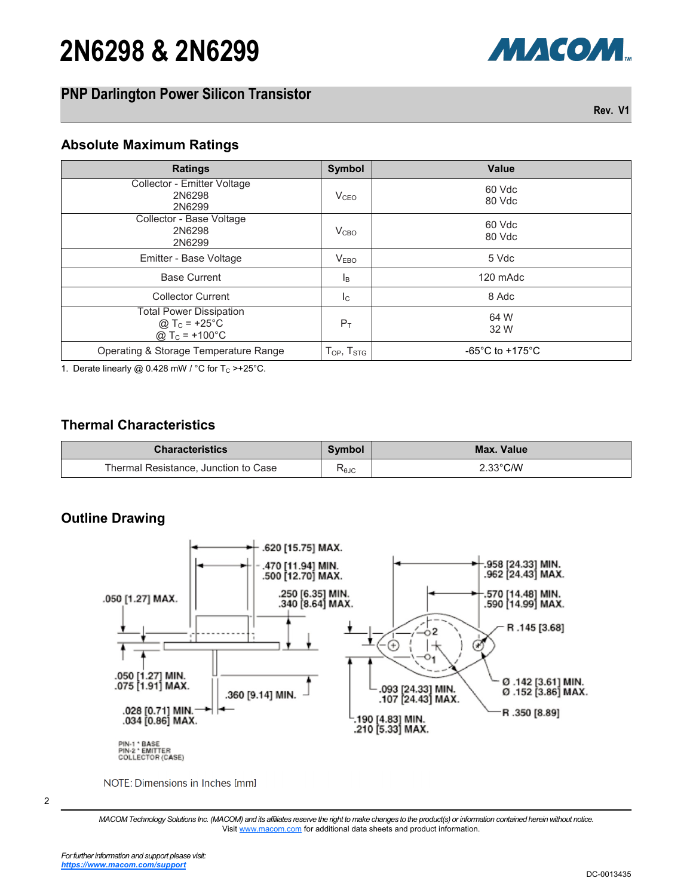# 2N6298 & 2N6299

## PNP Darlington Power Silicon Transistor

Rev. V1

### Absolute Maximum Ratings

| Ratings | Symbol | Value |
|---|---|---|
| Collector - Emitter Voltage<br>2N6298<br>2N6299 | $V_{CEO}$ | 60 Vdc<br>80 Vdc |
| Collector - Base Voltage<br>2N6298<br>2N6299 | $V_{CBO}$ | 60 Vdc<br>80 Vdc |
| Emitter - Base Voltage | $V_{EBO}$ | 5 Vdc |
| Base Current | $I_B$ | 120 mAdc |
| Collector Current | $I_C$ | 8 Adc |
| Total Power Dissipation<br>@ $T_C$ = +25°C<br>@ $T_C$ = +100°C | $P_T$ | 64 W<br>32 W |
| Operating & Storage Temperature Range | $T_{OP}$, $T_{STG}$ | -65°C to +175°C |

1. Derate linearly @ 0.428 mW / °C for $T_C$ >+25°C.

### Thermal Characteristics

| Characteristics | Symbol | Max. Value |
|---|---|---|
| Thermal Resistance, Junction to Case | $R_{\theta JC}$ | 2.33°C/W |

### Outline Drawing

.620 [15.75] MAX.
.470 [11.94] MIN. .500 [12.70] MAX.
.250 [6.35] MIN. .340 [8.64] MAX.
.050 [1.27] MAX.
.050 [1.27] MIN. .075 [1.91] MAX.
.360 [9.14] MIN.
.028 [0.71] MIN. .034 [0.86] MAX.
.958 [24.33] MIN. .962 [24.43] MAX.
.570 [14.48] MIN. .590 [14.99] MAX.
R .145 [3.68]
Ø .142 [3.61] MIN. Ø .152 [3.86] MAX.
.093 [24.33] MIN. .107 [24.43] MAX.
R .350 [8.89]
.190 [4.83] MIN. .210 [5.33] MAX.

PIN-1 - BASE
PIN-2 - EMITTER
COLLECTOR (CASE)

NOTE: Dimensions in Inches [mm]

*MACOM Technology Solutions Inc. (MACOM) and its affiliates reserve the right to make changes to the product(s) or information contained herein without notice.*
Visit www.macom.com for additional data sheets and product information.

*For further information and support please visit:*
***https://www.macom.com/support***

DC-0013435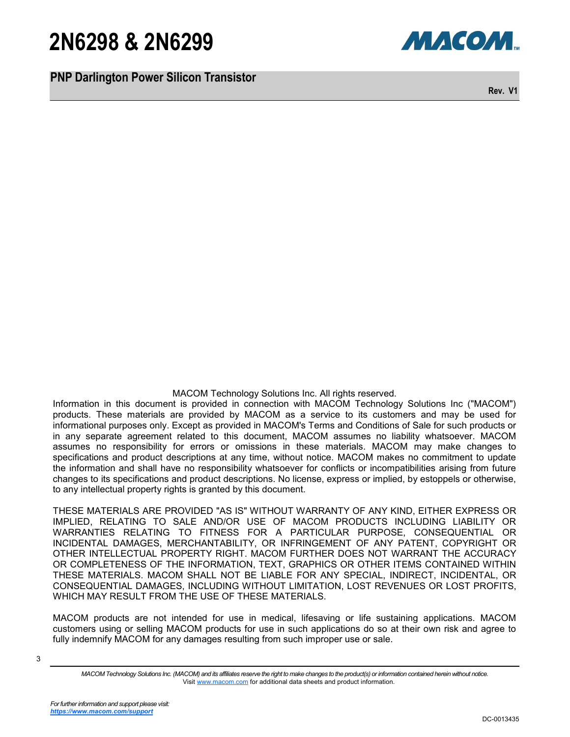MACOM Technology Solutions Inc. All rights reserved.

Information in this document is provided in connection with MACOM Technology Solutions Inc ("MACOM") products. These materials are provided by MACOM as a service to its customers and may be used for informational purposes only. Except as provided in MACOM's Terms and Conditions of Sale for such products or in any separate agreement related to this document, MACOM assumes no liability whatsoever. MACOM assumes no responsibility for errors or omissions in these materials. MACOM may make changes to specifications and product descriptions at any time, without notice. MACOM makes no commitment to update the information and shall have no responsibility whatsoever for conflicts or incompatibilities arising from future changes to its specifications and product descriptions. No license, express or implied, by estoppels or otherwise, to any intellectual property rights is granted by this document.

THESE MATERIALS ARE PROVIDED "AS IS" WITHOUT WARRANTY OF ANY KIND, EITHER EXPRESS OR IMPLIED, RELATING TO SALE AND/OR USE OF MACOM PRODUCTS INCLUDING LIABILITY OR WARRANTIES RELATING TO FITNESS FOR A PARTICULAR PURPOSE, CONSEQUENTIAL OR INCIDENTAL DAMAGES, MERCHANTABILITY, OR INFRINGEMENT OF ANY PATENT, COPYRIGHT OR OTHER INTELLECTUAL PROPERTY RIGHT. MACOM FURTHER DOES NOT WARRANT THE ACCURACY OR COMPLETENESS OF THE INFORMATION, TEXT, GRAPHICS OR OTHER ITEMS CONTAINED WITHIN THESE MATERIALS. MACOM SHALL NOT BE LIABLE FOR ANY SPECIAL, INDIRECT, INCIDENTAL, OR CONSEQUENTIAL DAMAGES, INCLUDING WITHOUT LIMITATION, LOST REVENUES OR LOST PROFITS, WHICH MAY RESULT FROM THE USE OF THESE MATERIALS.

MACOM products are not intended for use in medical, lifesaving or life sustaining applications. MACOM customers using or selling MACOM products for use in such applications do so at their own risk and agree to fully indemnify MACOM for any damages resulting from such improper use or sale.